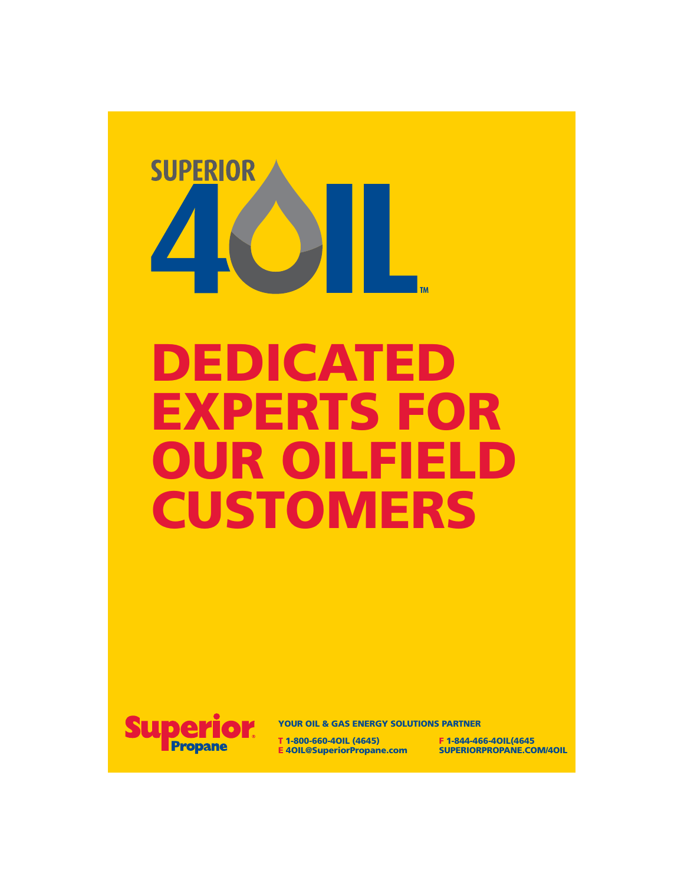SUPERIOR 4OIL™

# DEDICATED EXPERTS FOR OUR OILFIELD CUSTOMERS

Superior Propane®

**YOUR OIL & GAS ENERGY SOLUTIONS PARTNER**

**T** 1-800-660-4OIL (4645)
**E** 4OIL@SuperiorPropane.com

**F** 1-844-466-4OIL(4645
SUPERIORPROPANE.COM/4OIL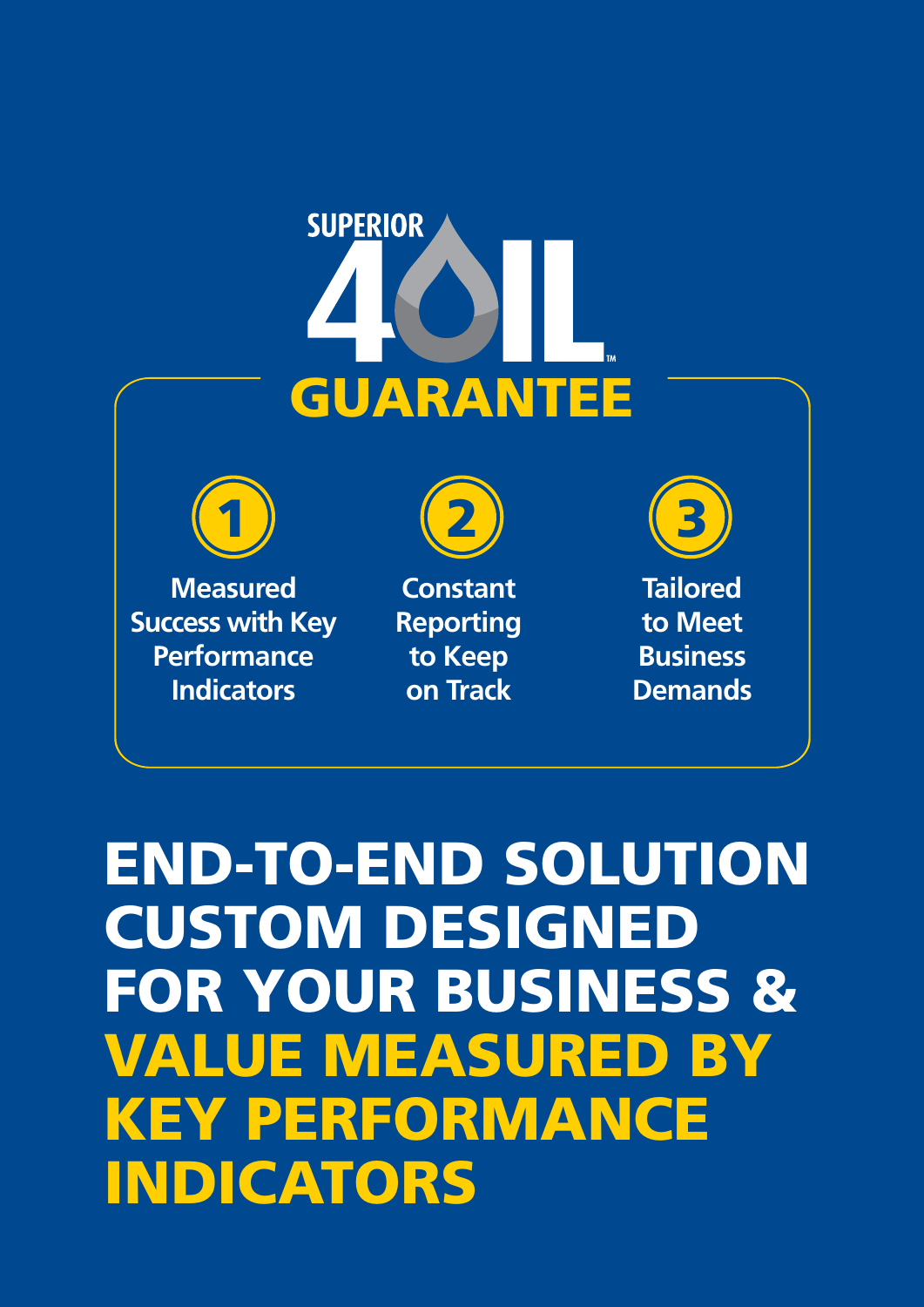# SUPERIOR 4OIL™ GUARANTEE

1. **Measured Success with Key Performance Indicators**
2. **Constant Reporting to Keep on Track**
3. **Tailored to Meet Business Demands**

## END-TO-END SOLUTION CUSTOM DESIGNED FOR YOUR BUSINESS & VALUE MEASURED BY KEY PERFORMANCE INDICATORS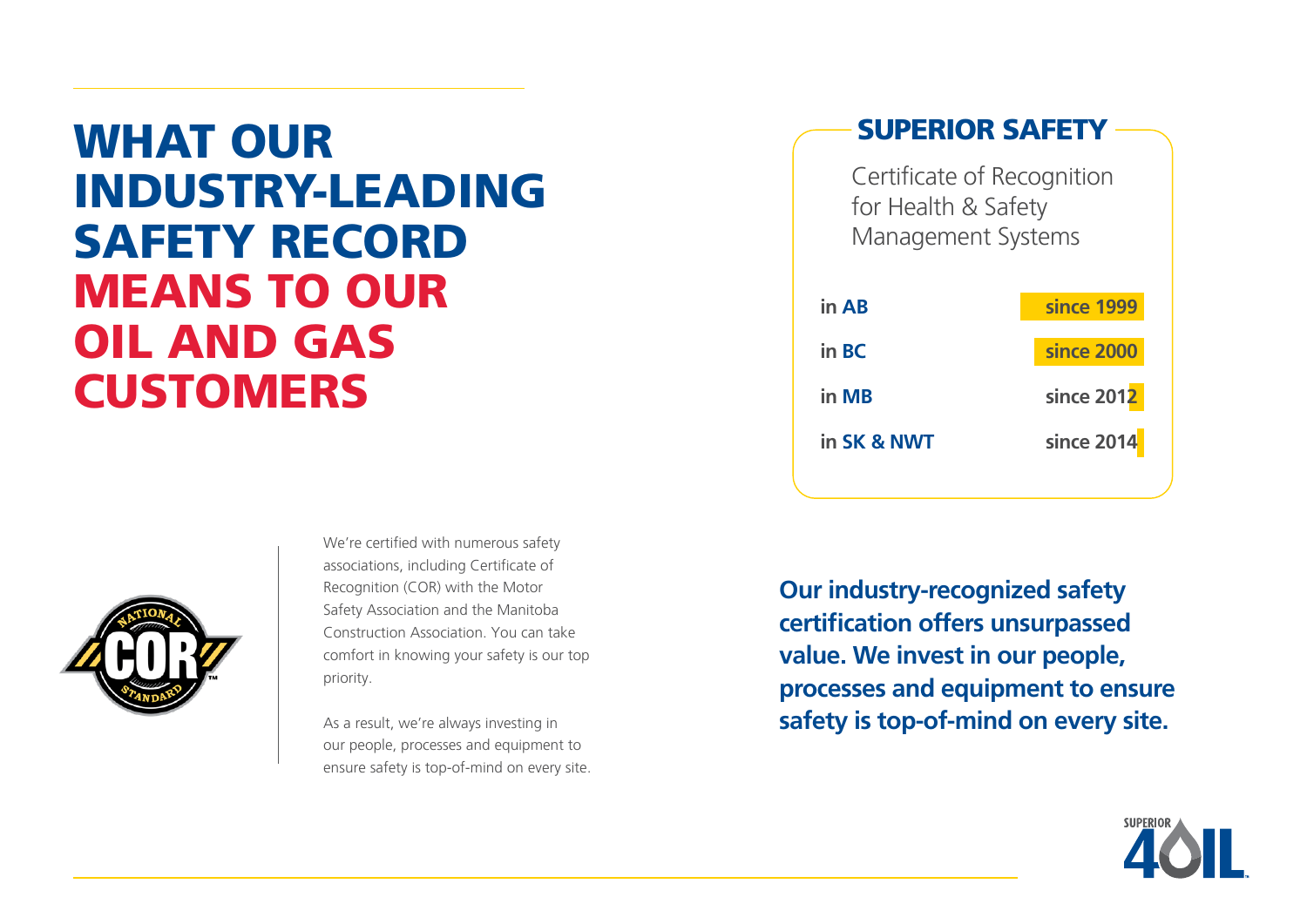# WHAT OUR INDUSTRY-LEADING SAFETY RECORD MEANS TO OUR OIL AND GAS CUSTOMERS

## SUPERIOR SAFETY

Certificate of Recognition for Health & Safety Management Systems

| | |
|---|---|
| in **AB** | **since 1999** |
| in **BC** | **since 2000** |
| in **MB** | **since 2012** |
| in **SK & NWT** | **since 2014** |

We're certified with numerous safety associations, including Certificate of Recognition (COR) with the Motor Safety Association and the Manitoba Construction Association. You can take comfort in knowing your safety is our top priority.

As a result, we're always investing in our people, processes and equipment to ensure safety is top-of-mind on every site.

**Our industry-recognized safety certification offers unsurpassed value. We invest in our people, processes and equipment to ensure safety is top-of-mind on every site.**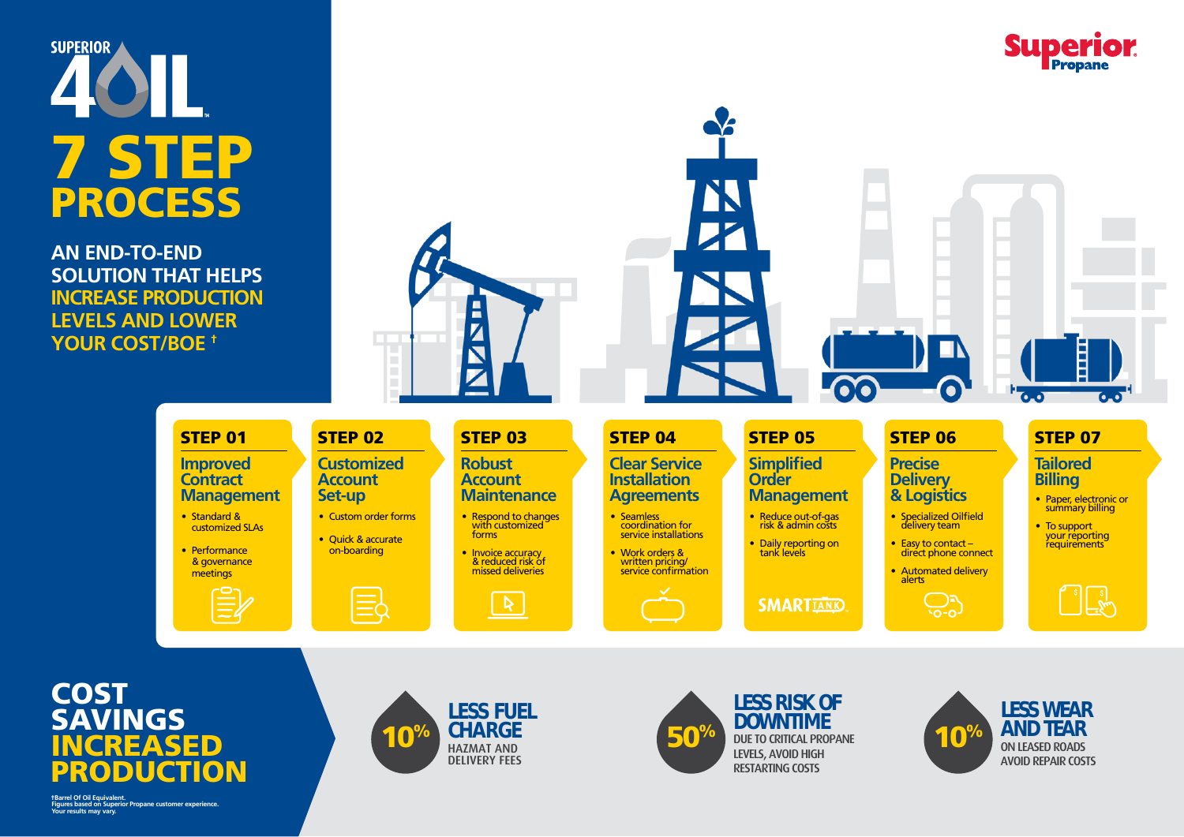SUPERIOR 4OIL™

# 7 STEP PROCESS

**AN END-TO-END SOLUTION THAT HELPS INCREASE PRODUCTION LEVELS AND LOWER YOUR COST/BOE †**

Superior Propane

## STEP 01

### Improved Contract Management

- Standard & customized SLAs
- Performance & governance meetings

## STEP 02

### Customized Account Set-up

- Custom order forms
- Quick & accurate on-boarding

## STEP 03

### Robust Account Maintenance

- Respond to changes with customized forms
- Invoice accuracy & reduced risk of missed deliveries

## STEP 04

### Clear Service Installation Agreements

- Seamless coordination for service installations
- Work orders & written pricing/ service confirmation

## STEP 05

### Simplified Order Management

- Reduce out-of-gas risk & admin costs
- Daily reporting on tank levels

SMARTTANK

## STEP 06

### Precise Delivery & Logistics

- Specialized Oilfield delivery team
- Easy to contact – direct phone connect
- Automated delivery alerts

## STEP 07

### Tailored Billing

- Paper, electronic or summary billing
- To support your reporting requirements

## COST SAVINGS INCREASED PRODUCTION

**10%** LESS FUEL CHARGE
HAZMAT AND DELIVERY FEES

**50%** LESS RISK OF DOWNTIME
DUE TO CRITICAL PROPANE LEVELS, AVOID HIGH RESTARTING COSTS

**10%** LESS WEAR AND TEAR
ON LEASED ROADS AVOID REPAIR COSTS

†Barrel Of Oil Equivalent.
Figures based on Superior Propane customer experience.
Your results may vary.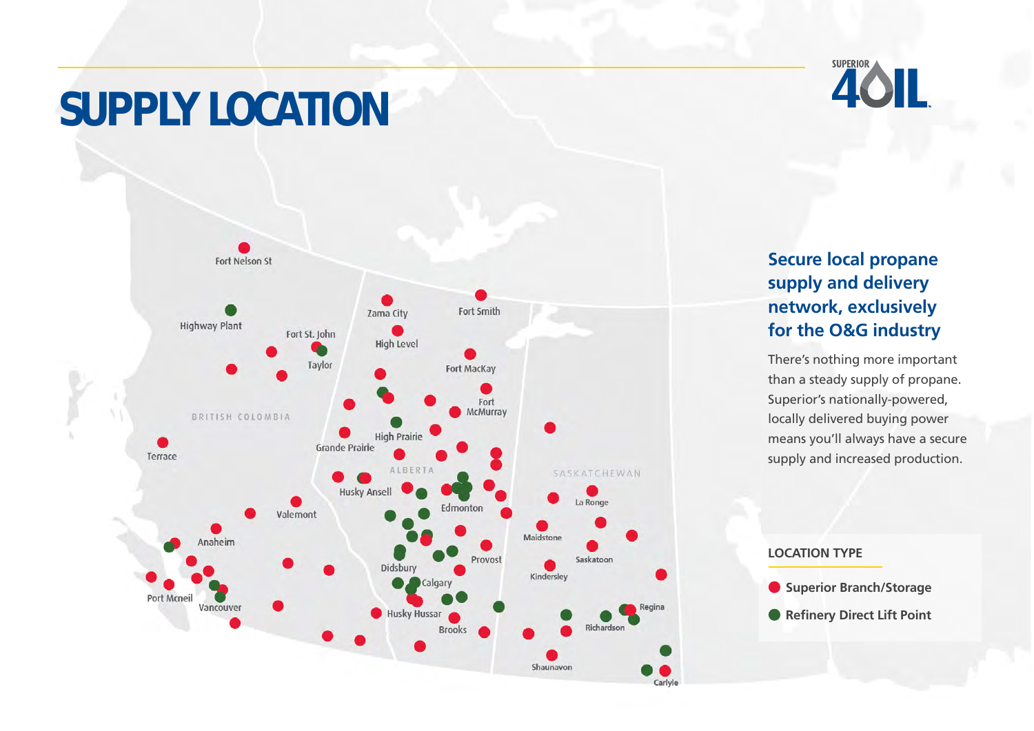# SUPPLY LOCATION

SUPERIOR 4OIL

## Secure local propane supply and delivery network, exclusively for the O&G industry

There's nothing more important than a steady supply of propane. Superior's nationally-powered, locally delivered buying power means you'll always have a secure supply and increased production.

Fort Nelson St

Highway Plant

Fort St. John

Taylor

Zama City

High Level

Fort Smith

Fort MacKay

Fort McMurray

BRITISH COLUMBIA

High Prairie

Grande Prairie

Terrace

ALBERTA

SASKATCHEWAN

Husky Ansell

La Ronge

Valemont

Edmonton

Maidstone

Anaheim

Provost

Saskatoon

Didsbury

Kindersley

Calgary

Port Mcneil

Vancouver

Husky Hussar

Regina

Richardson

Brooks

Shaunavon

Carlyle

### LOCATION TYPE

- Superior Branch/Storage
- Refinery Direct Lift Point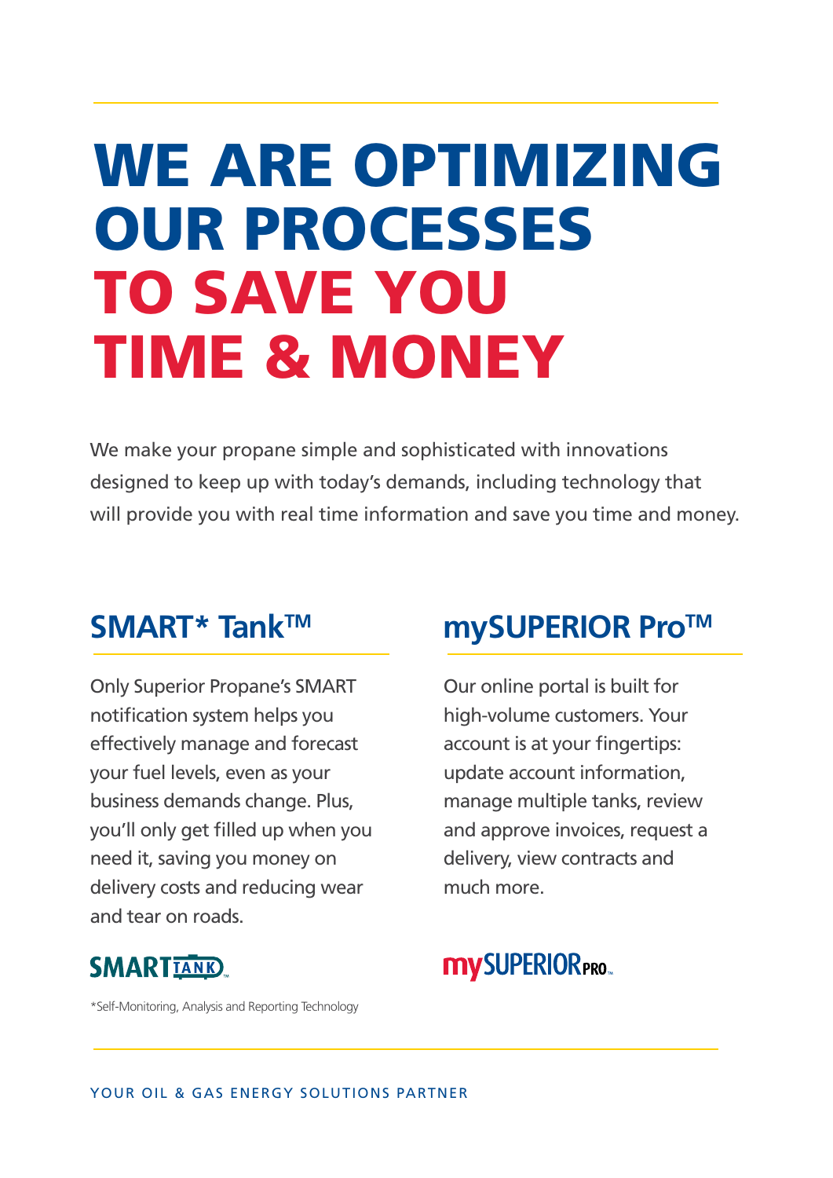# WE ARE OPTIMIZING OUR PROCESSES TO SAVE YOU TIME & MONEY

We make your propane simple and sophisticated with innovations designed to keep up with today's demands, including technology that will provide you with real time information and save you time and money.

## SMART* Tank™

Only Superior Propane's SMART notification system helps you effectively manage and forecast your fuel levels, even as your business demands change. Plus, you'll only get filled up when you need it, saving you money on delivery costs and reducing wear and tear on roads.

SMART TANK™

*Self-Monitoring, Analysis and Reporting Technology

## mySUPERIOR Pro™

Our online portal is built for high-volume customers. Your account is at your fingertips: update account information, manage multiple tanks, review and approve invoices, request a delivery, view contracts and much more.

mySUPERIOR PRO™

YOUR OIL & GAS ENERGY SOLUTIONS PARTNER